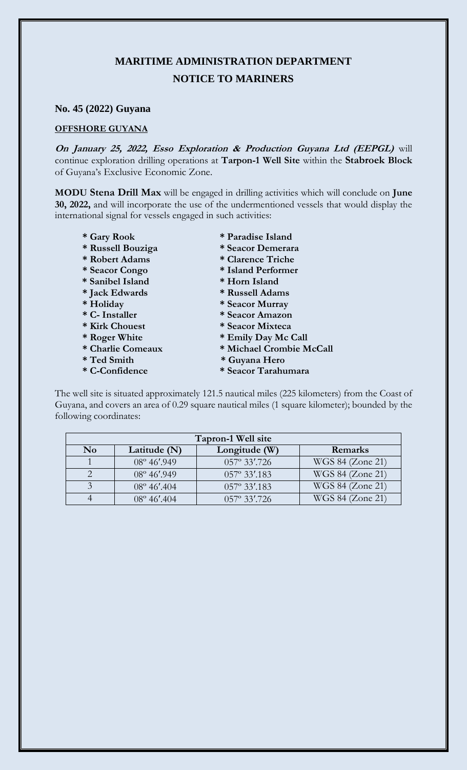# MARITIME ADMINISTRATION DEPARTMENT

## NOTICE TO MARINERS

### No. 45 (2022) Guyana

**OFFSHORE GUYANA**

***On January 25, 2022, Esso Exploration & Production Guyana Ltd (EEPGL)*** will continue exploration drilling operations at **Tarpon-1 Well Site** within the **Stabroek Block** of Guyana's Exclusive Economic Zone.

**MODU Stena Drill Max** will be engaged in drilling activities which will conclude on **June 30, 2022,** and will incorporate the use of the undermentioned vessels that would display the international signal for vessels engaged in such activities:

- **Gary Rook**
- **Russell Bouziga**
- **Robert Adams**
- **Seacor Congo**
- **Sanibel Island**
- **Jack Edwards**
- **Holiday**
- **C- Installer**
- **Kirk Chouest**
- **Roger White**
- **Charlie Comeaux**
- **Ted Smith**
- **C-Confidence**
- **Paradise Island**
- **Seacor Demerara**
- **Clarence Triche**
- **Island Performer**
- **Horn Island**
- **Russell Adams**
- **Seacor Murray**
- **Seacor Amazon**
- **Seacor Mixteca**
- **Emily Day Mc Call**
- **Michael Crombie McCall**
- **Guyana Hero**
- **Seacor Tarahumara**

The well site is situated approximately 121.5 nautical miles (225 kilometers) from the Coast of Guyana, and covers an area of 0.29 square nautical miles (1 square kilometer); bounded by the following coordinates:

| Tapron-1 Well site | | | |
|---|---|---|---|
| **No** | **Latitude (N)** | **Longitude (W)** | **Remarks** |
| 1 | 08º 46′.949 | 057º 33′.726 | WGS 84 (Zone 21) |
| 2 | 08º 46′.949 | 057º 33′.183 | WGS 84 (Zone 21) |
| 3 | 08º 46′.404 | 057º 33′.183 | WGS 84 (Zone 21) |
| 4 | 08º 46′.404 | 057º 33′.726 | WGS 84 (Zone 21) |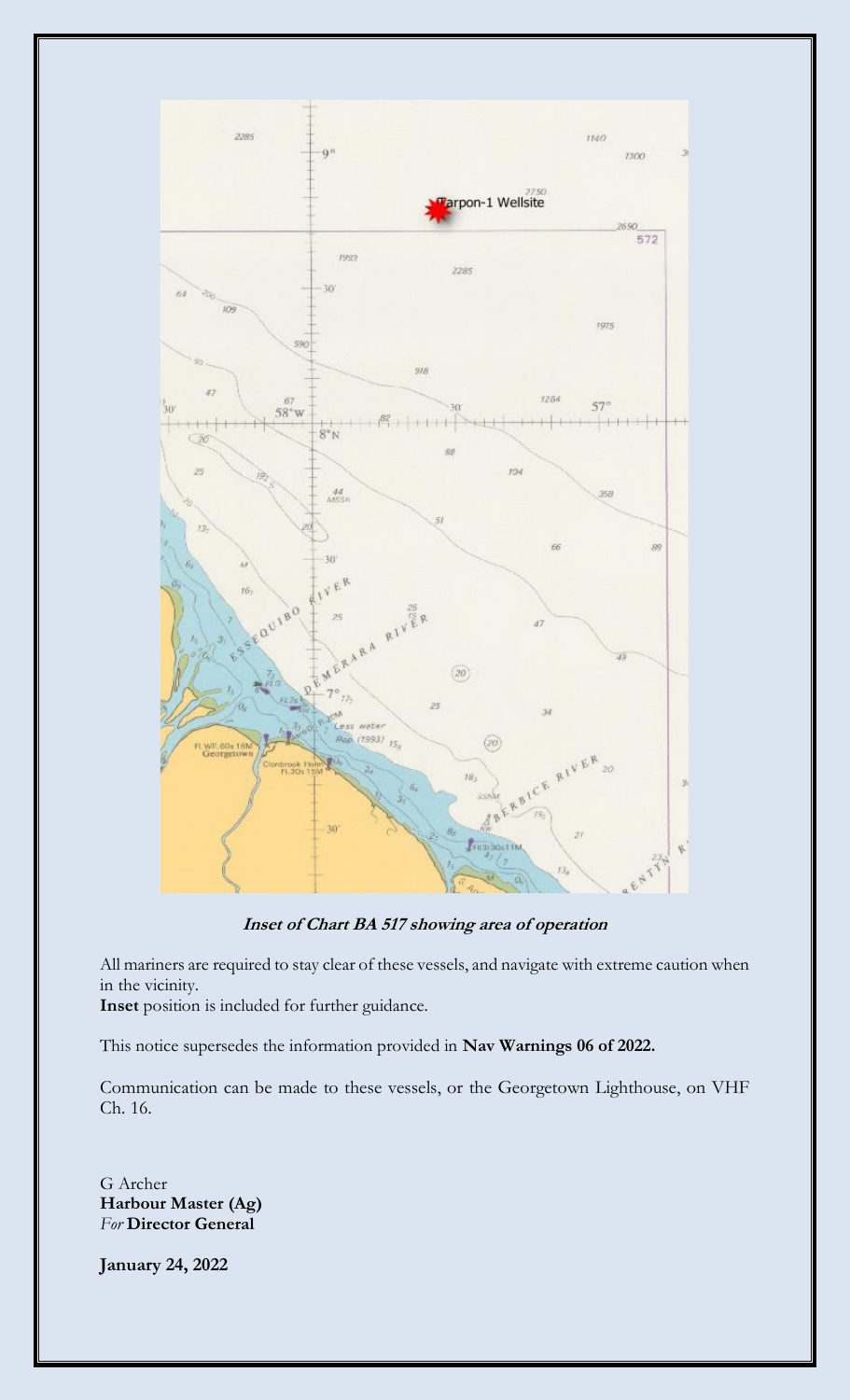Tarpon-1 Wellsite

***Inset of Chart BA 517 showing area of operation***

All mariners are required to stay clear of these vessels, and navigate with extreme caution when in the vicinity.

**Inset** position is included for further guidance.

This notice supersedes the information provided in **Nav Warnings 06 of 2022.**

Communication can be made to these vessels, or the Georgetown Lighthouse, on VHF Ch. 16.

G Archer
**Harbour Master (Ag)**
*For* **Director General**

**January 24, 2022**